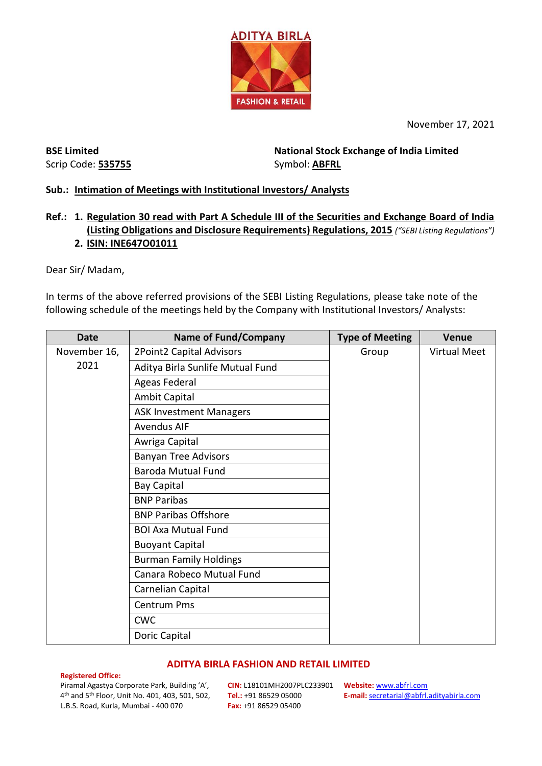ADITYA BIRLA FASHION & RETAIL

November 17, 2021

**BSE Limited**
Scrip Code: **535755**

**National Stock Exchange of India Limited**
Symbol: **ABFRL**

**Sub.: Intimation of Meetings with Institutional Investors/ Analysts**

**Ref.: 1. Regulation 30 read with Part A Schedule III of the Securities and Exchange Board of India (Listing Obligations and Disclosure Requirements) Regulations, 2015** *("SEBI Listing Regulations")*
**2. ISIN: INE647O01011**

Dear Sir/ Madam,

In terms of the above referred provisions of the SEBI Listing Regulations, please take note of the following schedule of the meetings held by the Company with Institutional Investors/ Analysts:

| Date | Name of Fund/Company | Type of Meeting | Venue |
|---|---|---|---|
| November 16, 2021 | 2Point2 Capital Advisors | Group | Virtual Meet |
| | Aditya Birla Sunlife Mutual Fund | | |
| | Ageas Federal | | |
| | Ambit Capital | | |
| | ASK Investment Managers | | |
| | Avendus AIF | | |
| | Awriga Capital | | |
| | Banyan Tree Advisors | | |
| | Baroda Mutual Fund | | |
| | Bay Capital | | |
| | BNP Paribas | | |
| | BNP Paribas Offshore | | |
| | BOI Axa Mutual Fund | | |
| | Buoyant Capital | | |
| | Burman Family Holdings | | |
| | Canara Robeco Mutual Fund | | |
| | Carnelian Capital | | |
| | Centrum Pms | | |
| | CWC | | |
| | Doric Capital | | |

**ADITYA BIRLA FASHION AND RETAIL LIMITED**

**Registered Office:**
Piramal Agastya Corporate Park, Building 'A', 4th and 5th Floor, Unit No. 401, 403, 501, 502, L.B.S. Road, Kurla, Mumbai - 400 070

**CIN:** L18101MH2007PLC233901
**Tel.:** +91 86529 05000
**Fax:** +91 86529 05400

**Website:** www.abfrl.com
**E-mail:** secretarial@abfrl.adityabirla.com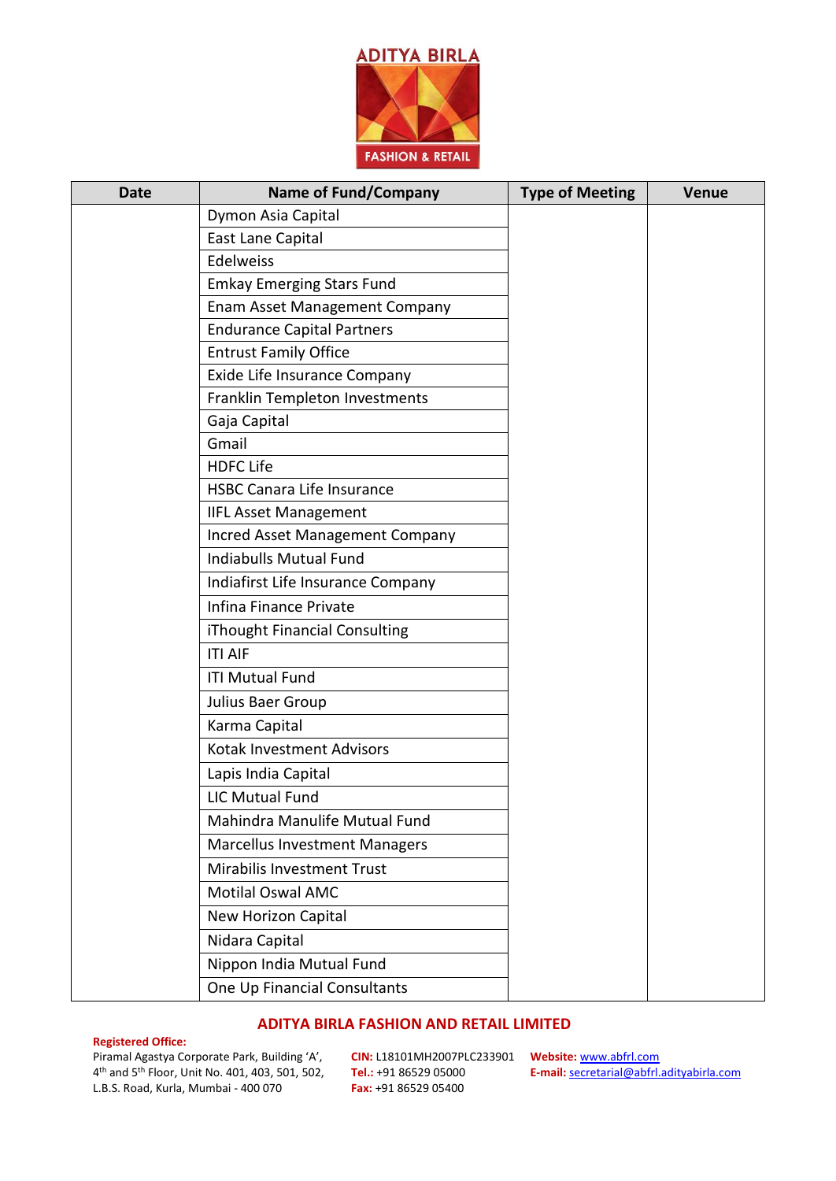| Date | Name of Fund/Company | Type of Meeting | Venue |
|---|---|---|---|
| | Dymon Asia Capital | | |
| | East Lane Capital | | |
| | Edelweiss | | |
| | Emkay Emerging Stars Fund | | |
| | Enam Asset Management Company | | |
| | Endurance Capital Partners | | |
| | Entrust Family Office | | |
| | Exide Life Insurance Company | | |
| | Franklin Templeton Investments | | |
| | Gaja Capital | | |
| | Gmail | | |
| | HDFC Life | | |
| | HSBC Canara Life Insurance | | |
| | IIFL Asset Management | | |
| | Incred Asset Management Company | | |
| | Indiabulls Mutual Fund | | |
| | Indiafirst Life Insurance Company | | |
| | Infina Finance Private | | |
| | iThought Financial Consulting | | |
| | ITI AIF | | |
| | ITI Mutual Fund | | |
| | Julius Baer Group | | |
| | Karma Capital | | |
| | Kotak Investment Advisors | | |
| | Lapis India Capital | | |
| | LIC Mutual Fund | | |
| | Mahindra Manulife Mutual Fund | | |
| | Marcellus Investment Managers | | |
| | Mirabilis Investment Trust | | |
| | Motilal Oswal AMC | | |
| | New Horizon Capital | | |
| | Nidara Capital | | |
| | Nippon India Mutual Fund | | |
| | One Up Financial Consultants | | |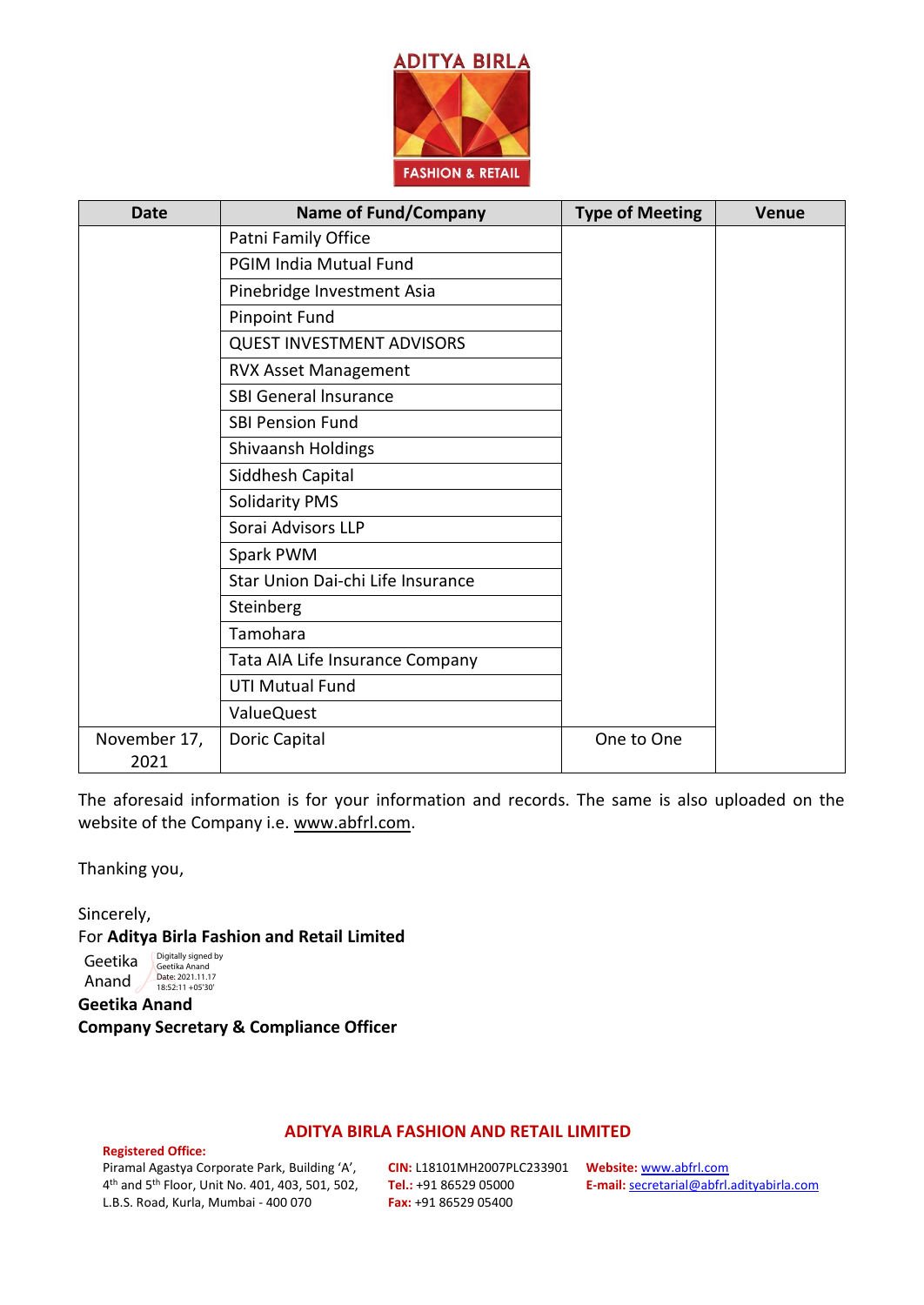| Date | Name of Fund/Company | Type of Meeting | Venue |
|---|---|---|---|
| | Patni Family Office | | |
| | PGIM India Mutual Fund | | |
| | Pinebridge Investment Asia | | |
| | Pinpoint Fund | | |
| | QUEST INVESTMENT ADVISORS | | |
| | RVX Asset Management | | |
| | SBI General Insurance | | |
| | SBI Pension Fund | | |
| | Shivaansh Holdings | | |
| | Siddhesh Capital | | |
| | Solidarity PMS | | |
| | Sorai Advisors LLP | | |
| | Spark PWM | | |
| | Star Union Dai-chi Life Insurance | | |
| | Steinberg | | |
| | Tamohara | | |
| | Tata AIA Life Insurance Company | | |
| | UTI Mutual Fund | | |
| | ValueQuest | | |
| November 17, 2021 | Doric Capital | One to One | |

The aforesaid information is for your information and records. The same is also uploaded on the website of the Company i.e. www.abfrl.com.

Thanking you,

Sincerely,

For **Aditya Birla Fashion and Retail Limited**

Geetika Anand (Digitally signed by Geetika Anand Date: 2021.11.17 18:52:11 +05'30')

**Geetika Anand**

**Company Secretary & Compliance Officer**

**ADITYA BIRLA FASHION AND RETAIL LIMITED**

**Registered Office:**
Piramal Agastya Corporate Park, Building 'A', 4th and 5th Floor, Unit No. 401, 403, 501, 502, L.B.S. Road, Kurla, Mumbai - 400 070

**CIN:** L18101MH2007PLC233901
**Tel.:** +91 86529 05000
**Fax:** +91 86529 05400

**Website:** www.abfrl.com
**E-mail:** secretarial@abfrl.adityabirla.com